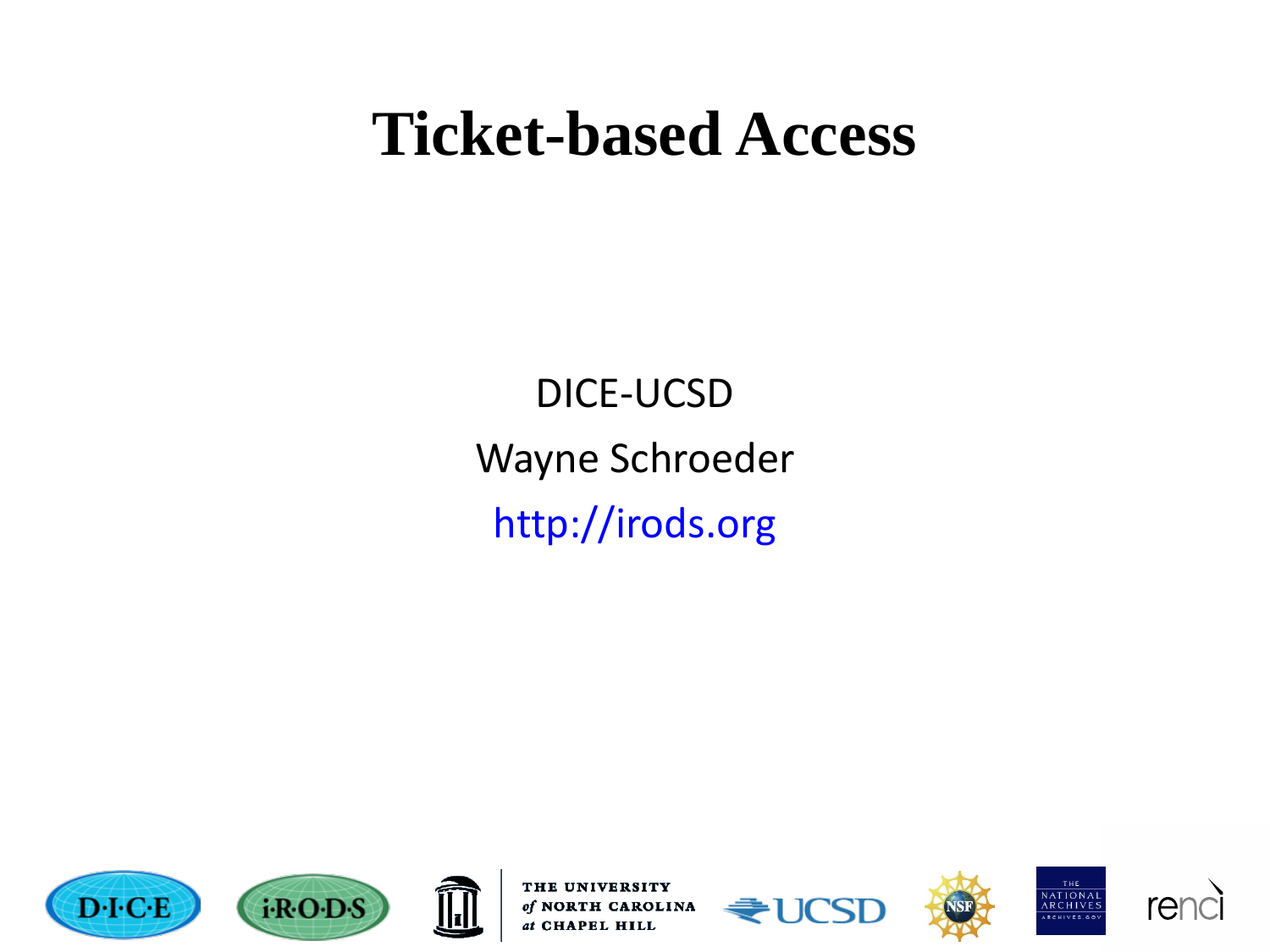# Ticket-based Access

DICE-UCSD

Wayne Schroeder

http://irods.org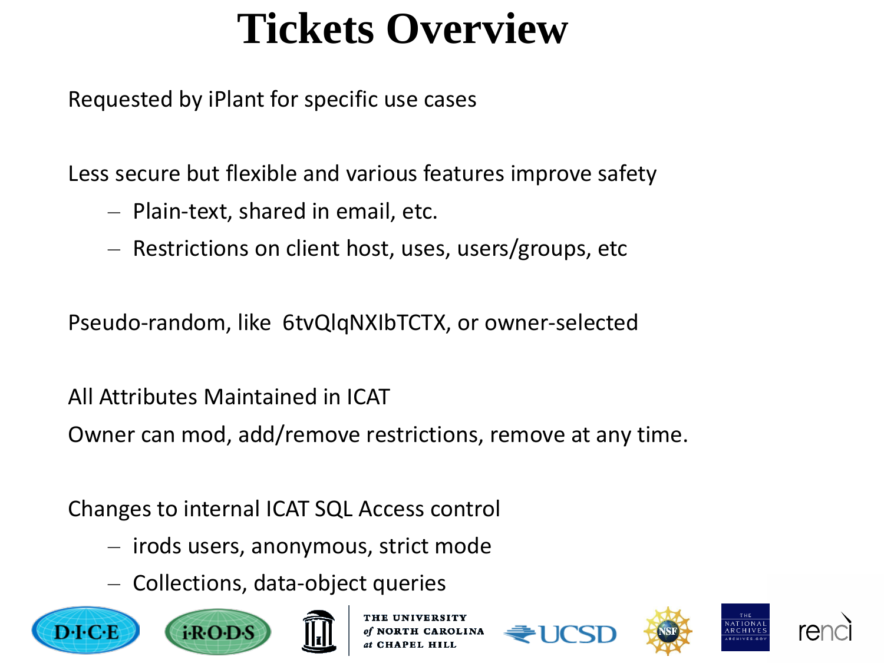# Tickets Overview

Requested by iPlant for specific use cases

Less secure but flexible and various features improve safety

- Plain-text, shared in email, etc.
- Restrictions on client host, uses, users/groups, etc

Pseudo-random, like 6tvQlqNXIbTCTX, or owner-selected

All Attributes Maintained in ICAT

Owner can mod, add/remove restrictions, remove at any time.

Changes to internal ICAT SQL Access control

- irods users, anonymous, strict mode
- Collections, data-object queries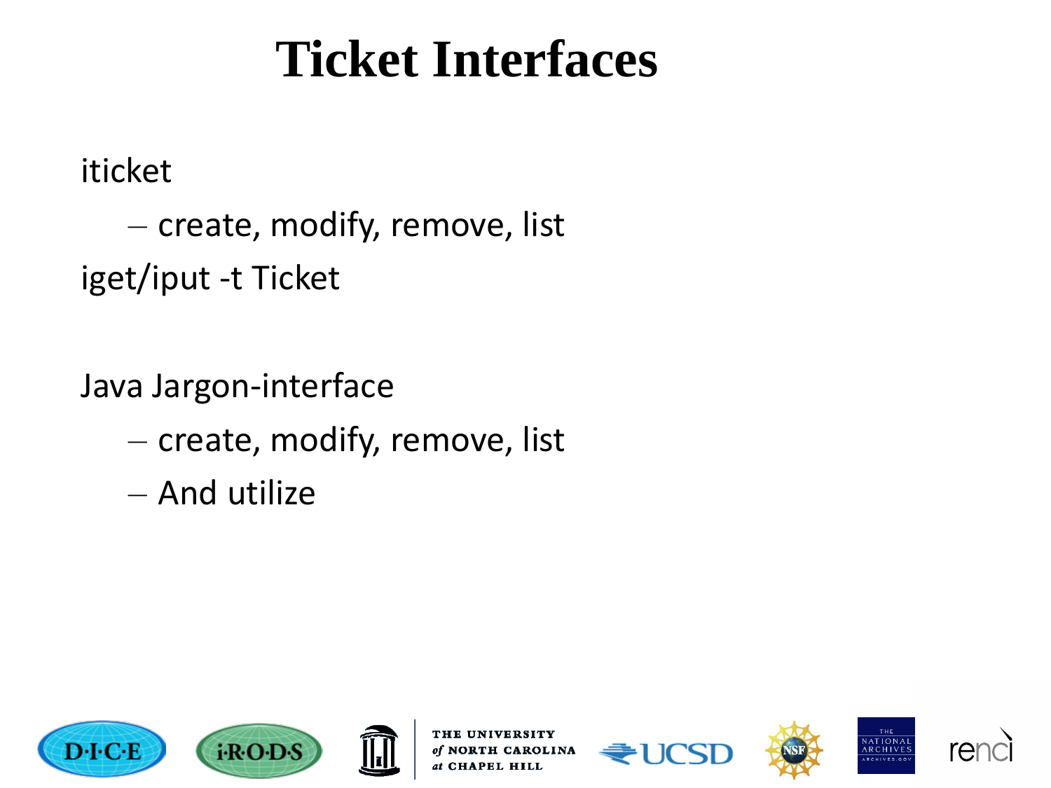# Ticket Interfaces

iticket

- create, modify, remove, list

iget/iput -t Ticket

Java Jargon-interface

- create, modify, remove, list
- And utilize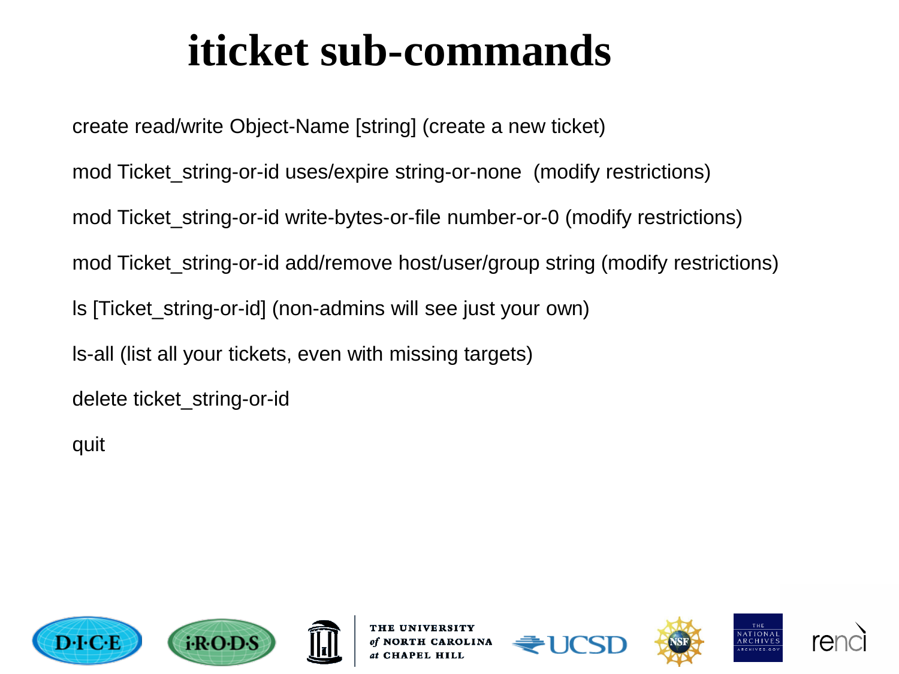# iticket sub-commands

create read/write Object-Name [string] (create a new ticket)

mod Ticket_string-or-id uses/expire string-or-none  (modify restrictions)

mod Ticket_string-or-id write-bytes-or-file number-or-0 (modify restrictions)

mod Ticket_string-or-id add/remove host/user/group string (modify restrictions)

ls [Ticket_string-or-id] (non-admins will see just your own)

ls-all (list all your tickets, even with missing targets)

delete ticket_string-or-id

quit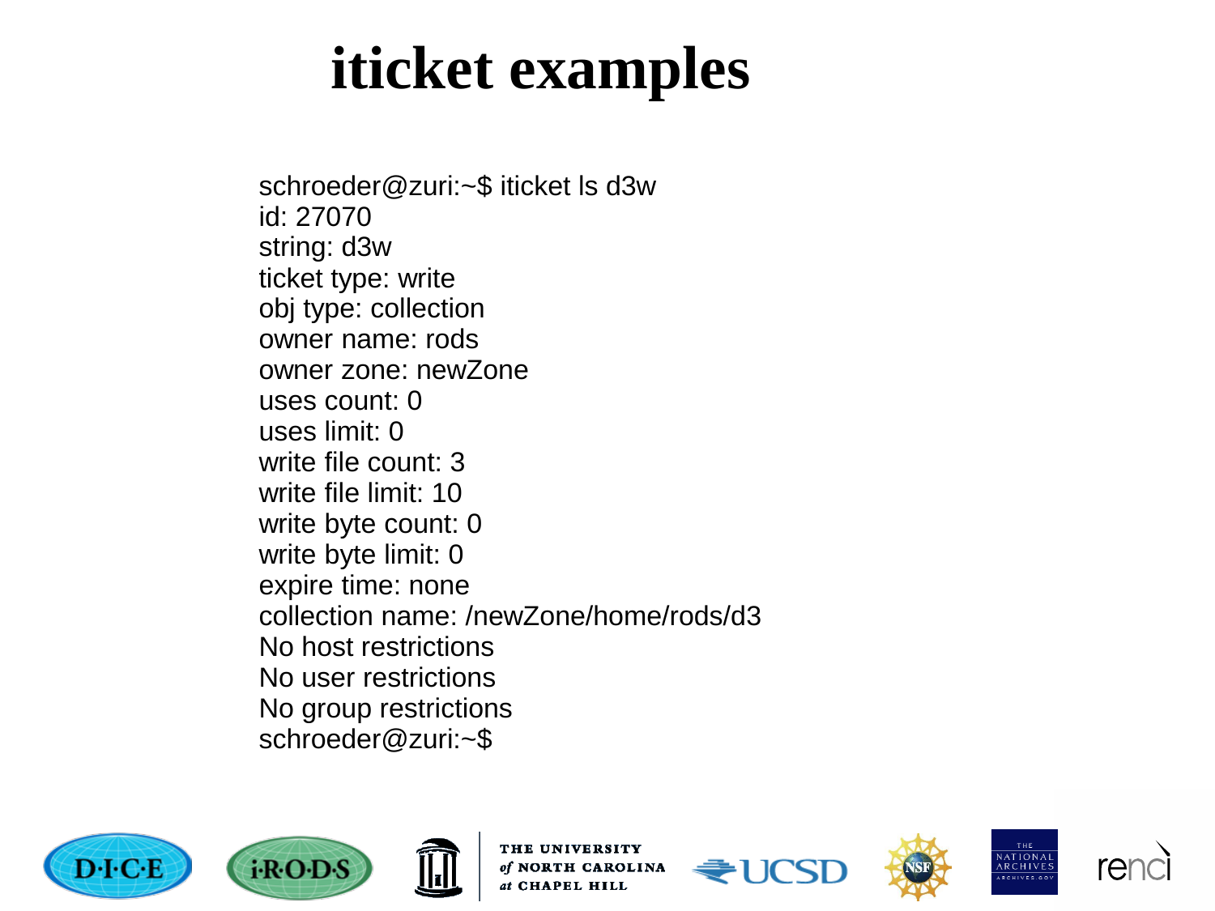# iticket examples

```
schroeder@zuri:~$ iticket ls d3w
id: 27070
string: d3w
ticket type: write
obj type: collection
owner name: rods
owner zone: newZone
uses count: 0
uses limit: 0
write file count: 3
write file limit: 10
write byte count: 0
write byte limit: 0
expire time: none
collection name: /newZone/home/rods/d3
No host restrictions
No user restrictions
No group restrictions
schroeder@zuri:~$
```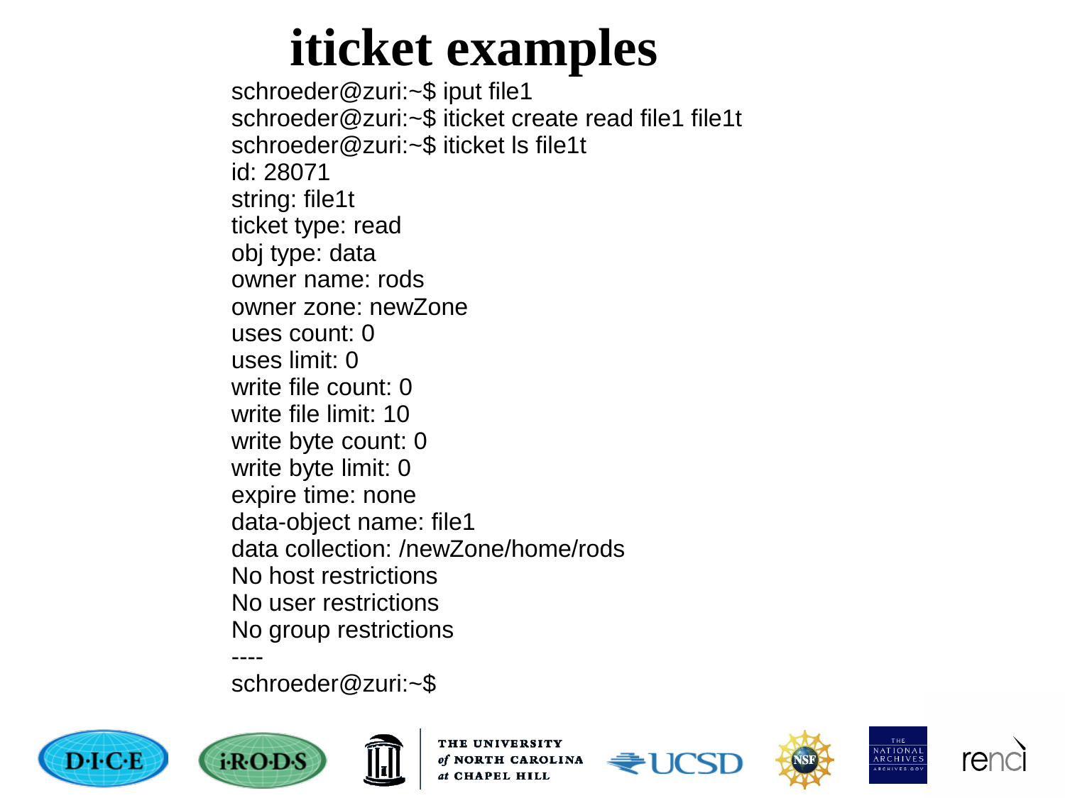# iticket examples

```
schroeder@zuri:~$ iput file1
schroeder@zuri:~$ iticket create read file1 file1t
schroeder@zuri:~$ iticket ls file1t
id: 28071
string: file1t
ticket type: read
obj type: data
owner name: rods
owner zone: newZone
uses count: 0
uses limit: 0
write file count: 0
write file limit: 10
write byte count: 0
write byte limit: 0
expire time: none
data-object name: file1
data collection: /newZone/home/rods
No host restrictions
No user restrictions
No group restrictions
----
schroeder@zuri:~$
```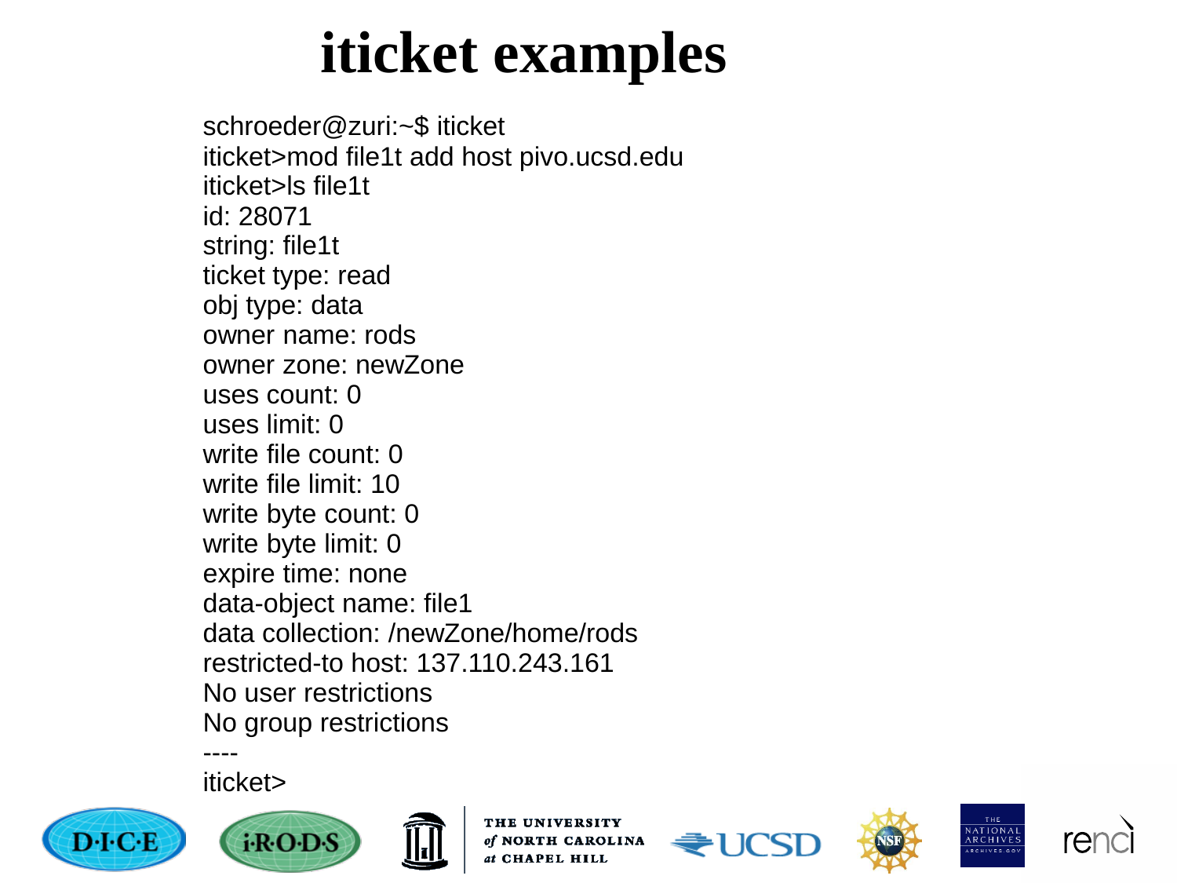# iticket examples

```
schroeder@zuri:~$ iticket
iticket>mod file1t add host pivo.ucsd.edu
iticket>ls file1t
id: 28071
string: file1t
ticket type: read
obj type: data
owner name: rods
owner zone: newZone
uses count: 0
uses limit: 0
write file count: 0
write file limit: 10
write byte count: 0
write byte limit: 0
expire time: none
data-object name: file1
data collection: /newZone/home/rods
restricted-to host: 137.110.243.161
No user restrictions
No group restrictions
----
iticket>
```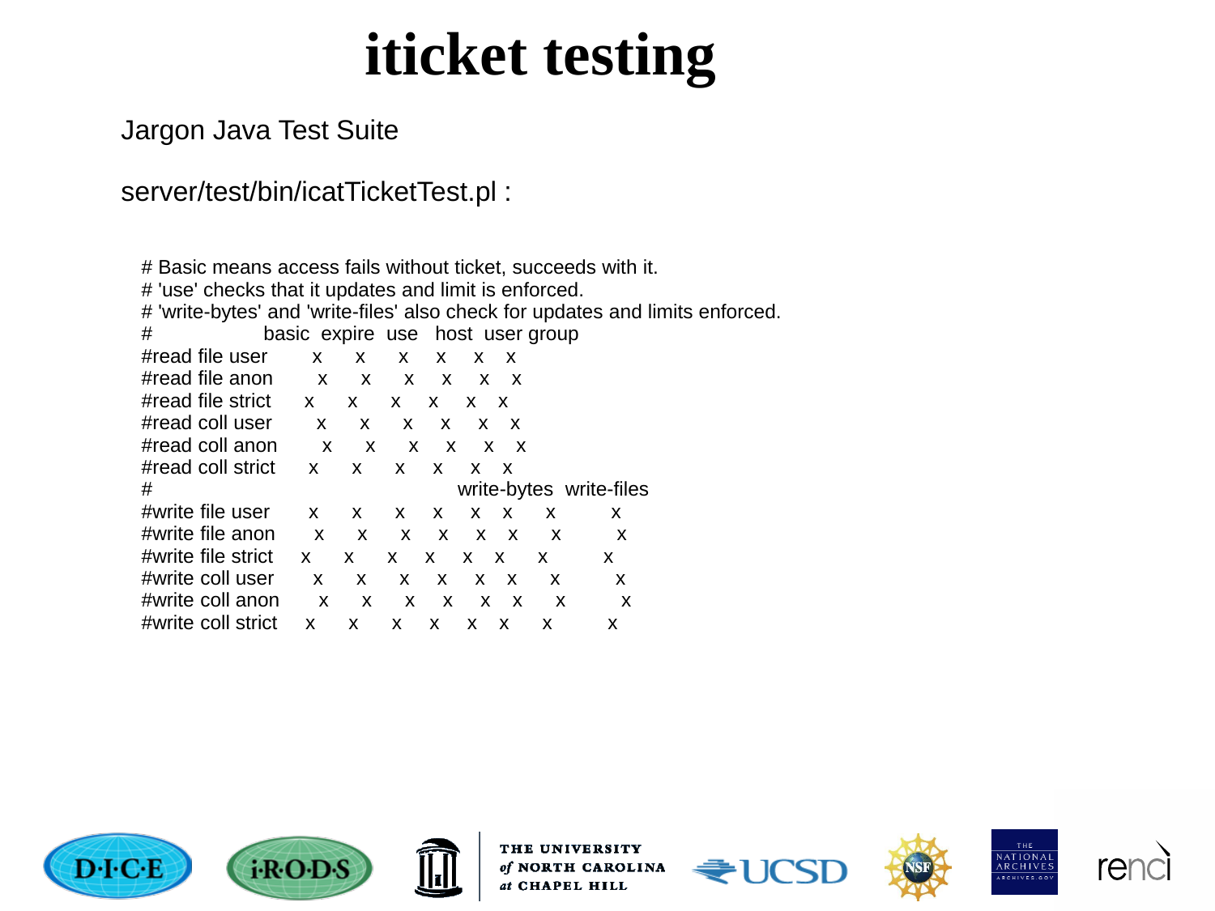# iticket testing

Jargon Java Test Suite

server/test/bin/icatTicketTest.pl :

```
# Basic means access fails without ticket, succeeds with it.
# 'use' checks that it updates and limit is enforced.
# 'write-bytes' and 'write-files' also check for updates and limits enforced.
#                basic  expire  use   host  user group
#read file user       x      x      x      x      x     x
#read file anon       x      x      x      x      x     x
#read file strict     x      x      x      x      x     x
#read coll user       x      x      x      x      x     x
#read coll anon       x      x      x      x      x     x
#read coll strict     x      x      x      x      x     x
#                                              write-bytes  write-files
#write file user      x      x      x      x      x     x      x          x
#write file anon      x      x      x      x      x     x      x          x
#write file strict    x      x      x      x      x     x      x          x
#write coll user      x      x      x      x      x     x      x          x
#write coll anon      x      x      x      x      x     x      x          x
#write coll strict    x      x      x      x      x     x      x          x
```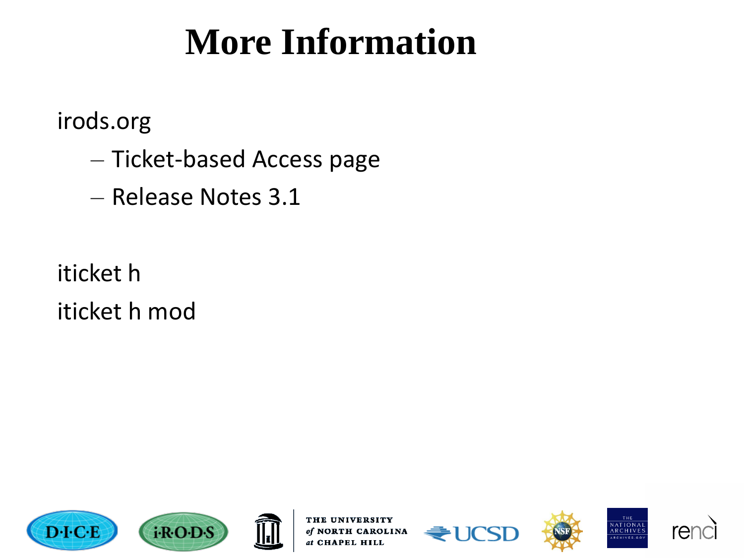# More Information

irods.org

- Ticket-based Access page
- Release Notes 3.1

iticket h

iticket h mod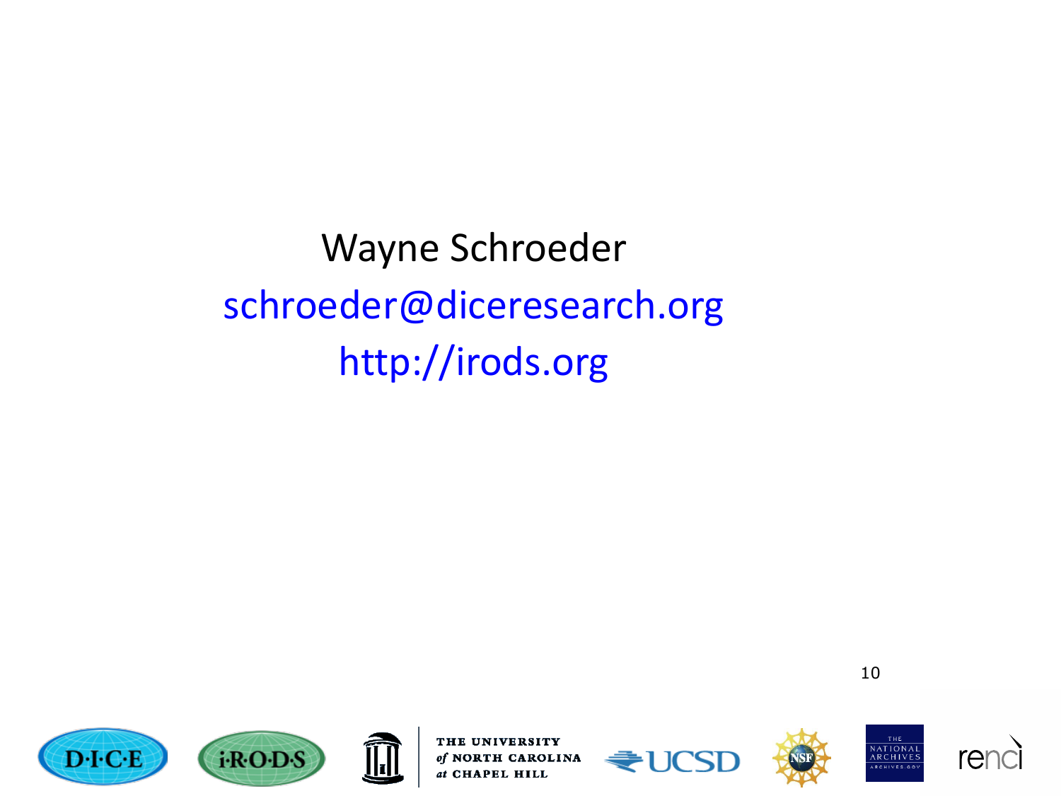Wayne Schroeder

schroeder@diceresearch.org

http://irods.org